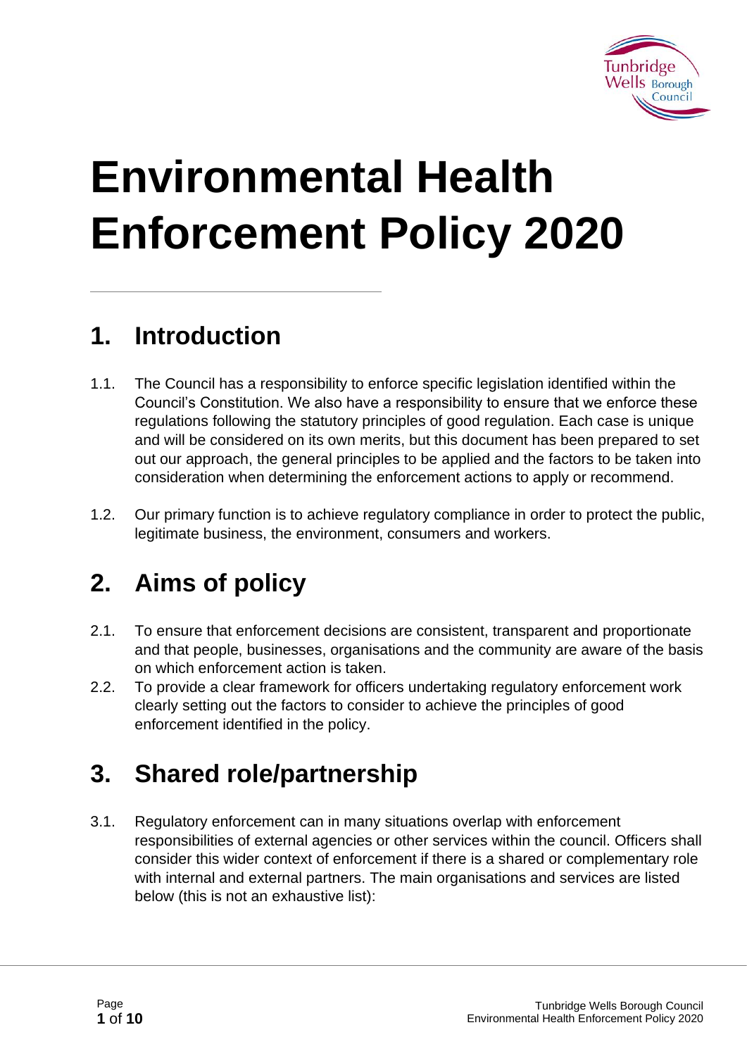# Environmental Health Enforcement Policy 2020

## 1. Introduction

1.1. The Council has a responsibility to enforce specific legislation identified within the Council's Constitution. We also have a responsibility to ensure that we enforce these regulations following the statutory principles of good regulation. Each case is unique and will be considered on its own merits, but this document has been prepared to set out our approach, the general principles to be applied and the factors to be taken into consideration when determining the enforcement actions to apply or recommend.

1.2. Our primary function is to achieve regulatory compliance in order to protect the public, legitimate business, the environment, consumers and workers.

## 2. Aims of policy

2.1. To ensure that enforcement decisions are consistent, transparent and proportionate and that people, businesses, organisations and the community are aware of the basis on which enforcement action is taken.

2.2. To provide a clear framework for officers undertaking regulatory enforcement work clearly setting out the factors to consider to achieve the principles of good enforcement identified in the policy.

## 3. Shared role/partnership

3.1. Regulatory enforcement can in many situations overlap with enforcement responsibilities of external agencies or other services within the council. Officers shall consider this wider context of enforcement if there is a shared or complementary role with internal and external partners. The main organisations and services are listed below (this is not an exhaustive list):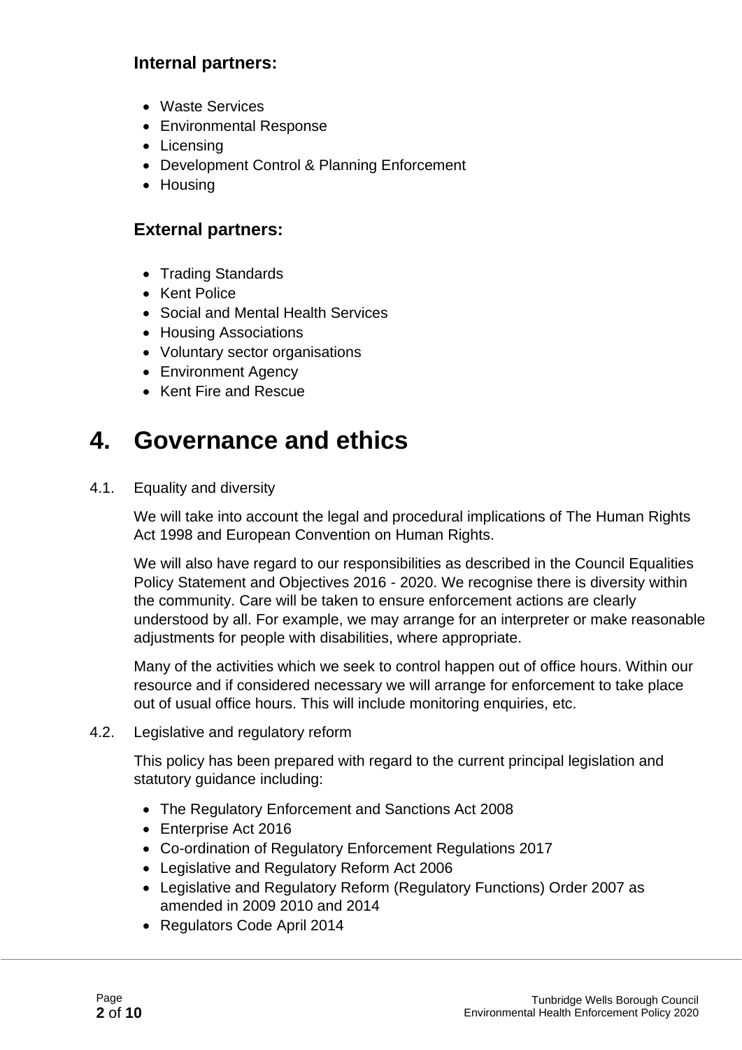### Internal partners:

- Waste Services
- Environmental Response
- Licensing
- Development Control & Planning Enforcement
- Housing

### External partners:

- Trading Standards
- Kent Police
- Social and Mental Health Services
- Housing Associations
- Voluntary sector organisations
- Environment Agency
- Kent Fire and Rescue

# 4. Governance and ethics

4.1. Equality and diversity

We will take into account the legal and procedural implications of The Human Rights Act 1998 and European Convention on Human Rights.

We will also have regard to our responsibilities as described in the Council Equalities Policy Statement and Objectives 2016 - 2020. We recognise there is diversity within the community. Care will be taken to ensure enforcement actions are clearly understood by all. For example, we may arrange for an interpreter or make reasonable adjustments for people with disabilities, where appropriate.

Many of the activities which we seek to control happen out of office hours. Within our resource and if considered necessary we will arrange for enforcement to take place out of usual office hours. This will include monitoring enquiries, etc.

4.2. Legislative and regulatory reform

This policy has been prepared with regard to the current principal legislation and statutory guidance including:

- The Regulatory Enforcement and Sanctions Act 2008
- Enterprise Act 2016
- Co-ordination of Regulatory Enforcement Regulations 2017
- Legislative and Regulatory Reform Act 2006
- Legislative and Regulatory Reform (Regulatory Functions) Order 2007 as amended in 2009 2010 and 2014
- Regulators Code April 2014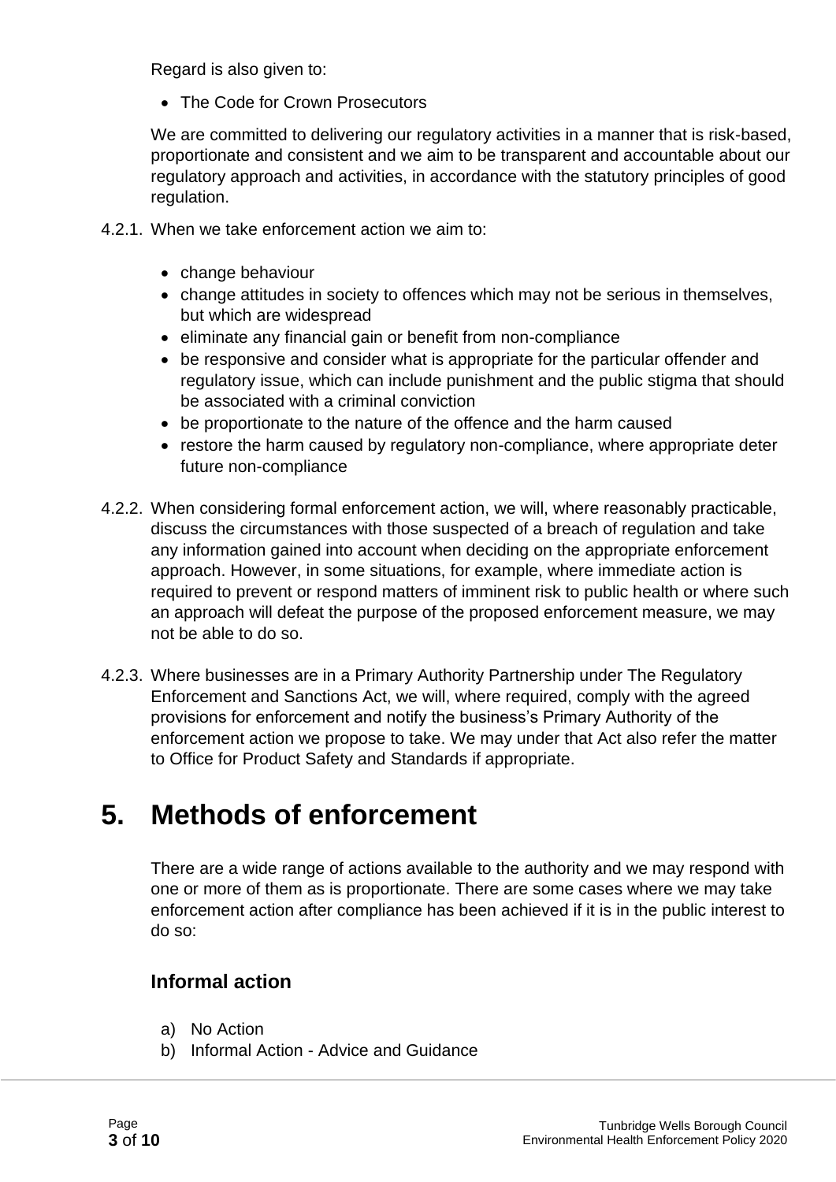Regard is also given to:

- The Code for Crown Prosecutors

We are committed to delivering our regulatory activities in a manner that is risk-based, proportionate and consistent and we aim to be transparent and accountable about our regulatory approach and activities, in accordance with the statutory principles of good regulation.

4.2.1. When we take enforcement action we aim to:

- change behaviour
- change attitudes in society to offences which may not be serious in themselves, but which are widespread
- eliminate any financial gain or benefit from non-compliance
- be responsive and consider what is appropriate for the particular offender and regulatory issue, which can include punishment and the public stigma that should be associated with a criminal conviction
- be proportionate to the nature of the offence and the harm caused
- restore the harm caused by regulatory non-compliance, where appropriate deter future non-compliance

4.2.2. When considering formal enforcement action, we will, where reasonably practicable, discuss the circumstances with those suspected of a breach of regulation and take any information gained into account when deciding on the appropriate enforcement approach. However, in some situations, for example, where immediate action is required to prevent or respond matters of imminent risk to public health or where such an approach will defeat the purpose of the proposed enforcement measure, we may not be able to do so.

4.2.3. Where businesses are in a Primary Authority Partnership under The Regulatory Enforcement and Sanctions Act, we will, where required, comply with the agreed provisions for enforcement and notify the business's Primary Authority of the enforcement action we propose to take. We may under that Act also refer the matter to Office for Product Safety and Standards if appropriate.

# 5. Methods of enforcement

There are a wide range of actions available to the authority and we may respond with one or more of them as is proportionate. There are some cases where we may take enforcement action after compliance has been achieved if it is in the public interest to do so:

## Informal action

a) No Action
b) Informal Action - Advice and Guidance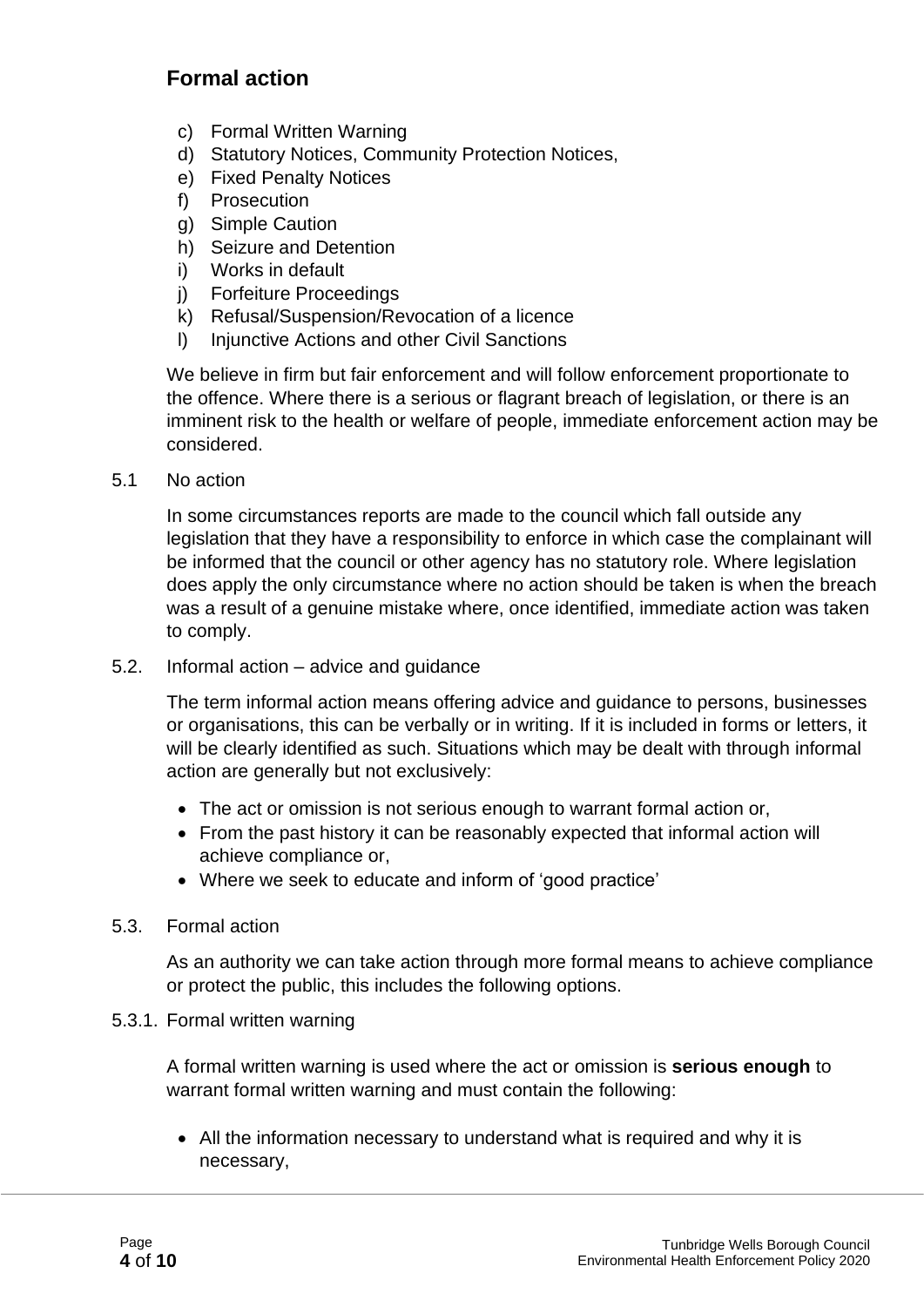## Formal action

c) Formal Written Warning
d) Statutory Notices, Community Protection Notices,
e) Fixed Penalty Notices
f) Prosecution
g) Simple Caution
h) Seizure and Detention
i) Works in default
j) Forfeiture Proceedings
k) Refusal/Suspension/Revocation of a licence
l) Injunctive Actions and other Civil Sanctions

We believe in firm but fair enforcement and will follow enforcement proportionate to the offence. Where there is a serious or flagrant breach of legislation, or there is an imminent risk to the health or welfare of people, immediate enforcement action may be considered.

5.1 No action

In some circumstances reports are made to the council which fall outside any legislation that they have a responsibility to enforce in which case the complainant will be informed that the council or other agency has no statutory role. Where legislation does apply the only circumstance where no action should be taken is when the breach was a result of a genuine mistake where, once identified, immediate action was taken to comply.

5.2. Informal action – advice and guidance

The term informal action means offering advice and guidance to persons, businesses or organisations, this can be verbally or in writing. If it is included in forms or letters, it will be clearly identified as such. Situations which may be dealt with through informal action are generally but not exclusively:

- The act or omission is not serious enough to warrant formal action or,
- From the past history it can be reasonably expected that informal action will achieve compliance or,
- Where we seek to educate and inform of 'good practice'

5.3. Formal action

As an authority we can take action through more formal means to achieve compliance or protect the public, this includes the following options.

5.3.1. Formal written warning

A formal written warning is used where the act or omission is **serious enough** to warrant formal written warning and must contain the following:

- All the information necessary to understand what is required and why it is necessary,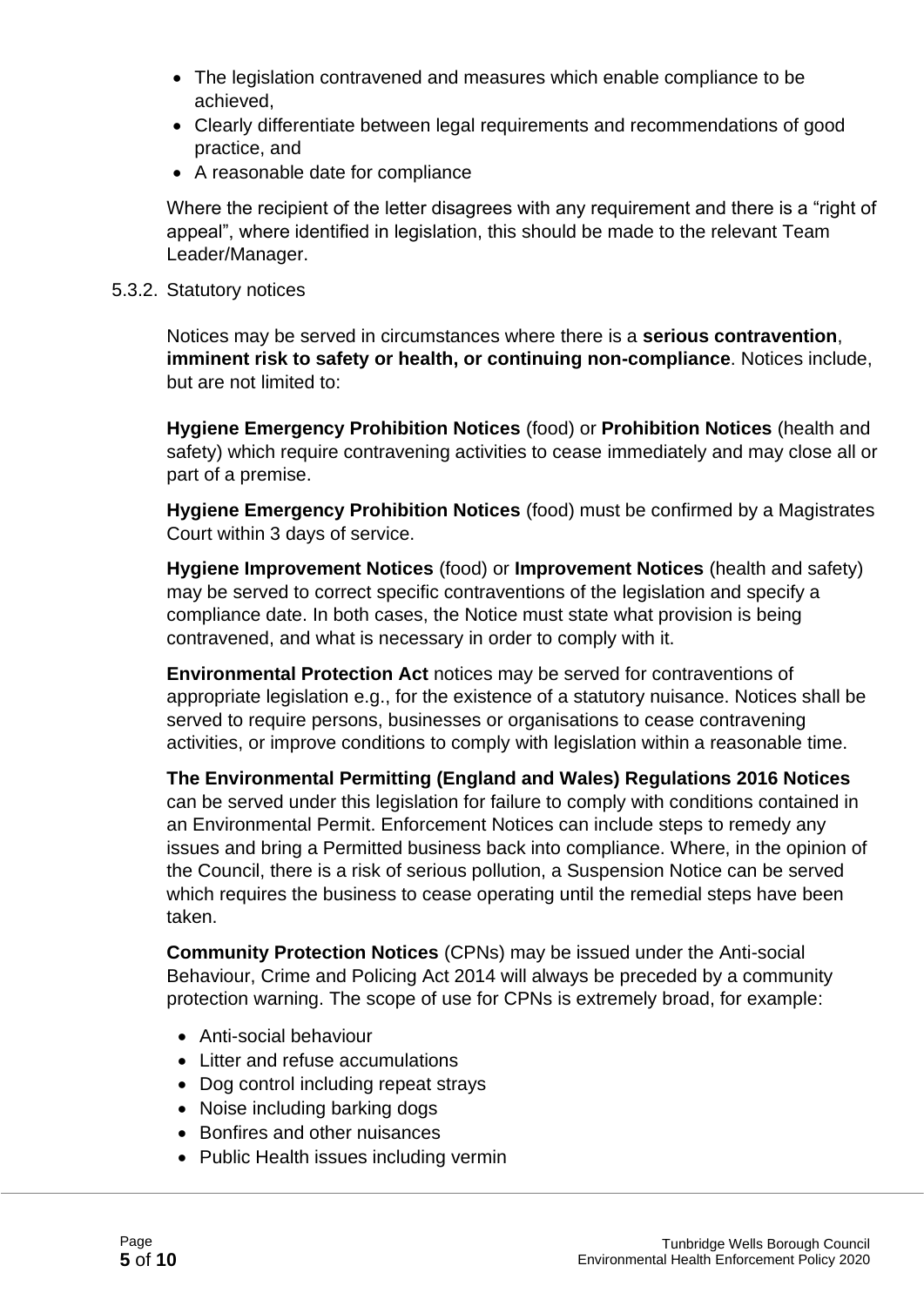- The legislation contravened and measures which enable compliance to be achieved,
- Clearly differentiate between legal requirements and recommendations of good practice, and
- A reasonable date for compliance

Where the recipient of the letter disagrees with any requirement and there is a "right of appeal", where identified in legislation, this should be made to the relevant Team Leader/Manager.

5.3.2. Statutory notices

Notices may be served in circumstances where there is a **serious contravention**, **imminent risk to safety or health, or continuing non-compliance**. Notices include, but are not limited to:

**Hygiene Emergency Prohibition Notices** (food) or **Prohibition Notices** (health and safety) which require contravening activities to cease immediately and may close all or part of a premise.

**Hygiene Emergency Prohibition Notices** (food) must be confirmed by a Magistrates Court within 3 days of service.

**Hygiene Improvement Notices** (food) or **Improvement Notices** (health and safety) may be served to correct specific contraventions of the legislation and specify a compliance date. In both cases, the Notice must state what provision is being contravened, and what is necessary in order to comply with it.

**Environmental Protection Act** notices may be served for contraventions of appropriate legislation e.g., for the existence of a statutory nuisance. Notices shall be served to require persons, businesses or organisations to cease contravening activities, or improve conditions to comply with legislation within a reasonable time.

**The Environmental Permitting (England and Wales) Regulations 2016 Notices** can be served under this legislation for failure to comply with conditions contained in an Environmental Permit. Enforcement Notices can include steps to remedy any issues and bring a Permitted business back into compliance. Where, in the opinion of the Council, there is a risk of serious pollution, a Suspension Notice can be served which requires the business to cease operating until the remedial steps have been taken.

**Community Protection Notices** (CPNs) may be issued under the Anti-social Behaviour, Crime and Policing Act 2014 will always be preceded by a community protection warning. The scope of use for CPNs is extremely broad, for example:

- Anti-social behaviour
- Litter and refuse accumulations
- Dog control including repeat strays
- Noise including barking dogs
- Bonfires and other nuisances
- Public Health issues including vermin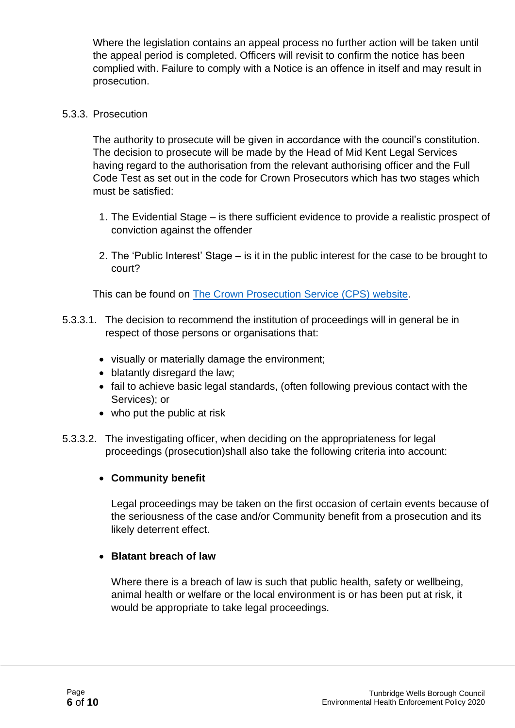Where the legislation contains an appeal process no further action will be taken until the appeal period is completed. Officers will revisit to confirm the notice has been complied with. Failure to comply with a Notice is an offence in itself and may result in prosecution.

5.3.3. Prosecution

The authority to prosecute will be given in accordance with the council's constitution. The decision to prosecute will be made by the Head of Mid Kent Legal Services having regard to the authorisation from the relevant authorising officer and the Full Code Test as set out in the code for Crown Prosecutors which has two stages which must be satisfied:

1. The Evidential Stage – is there sufficient evidence to provide a realistic prospect of conviction against the offender
2. The 'Public Interest' Stage – is it in the public interest for the case to be brought to court?

This can be found on [The Crown Prosecution Service (CPS) website](#).

5.3.3.1. The decision to recommend the institution of proceedings will in general be in respect of those persons or organisations that:

- visually or materially damage the environment;
- blatantly disregard the law;
- fail to achieve basic legal standards, (often following previous contact with the Services); or
- who put the public at risk

5.3.3.2. The investigating officer, when deciding on the appropriateness for legal proceedings (prosecution)shall also take the following criteria into account:

- **Community benefit**

  Legal proceedings may be taken on the first occasion of certain events because of the seriousness of the case and/or Community benefit from a prosecution and its likely deterrent effect.

- **Blatant breach of law**

  Where there is a breach of law is such that public health, safety or wellbeing, animal health or welfare or the local environment is or has been put at risk, it would be appropriate to take legal proceedings.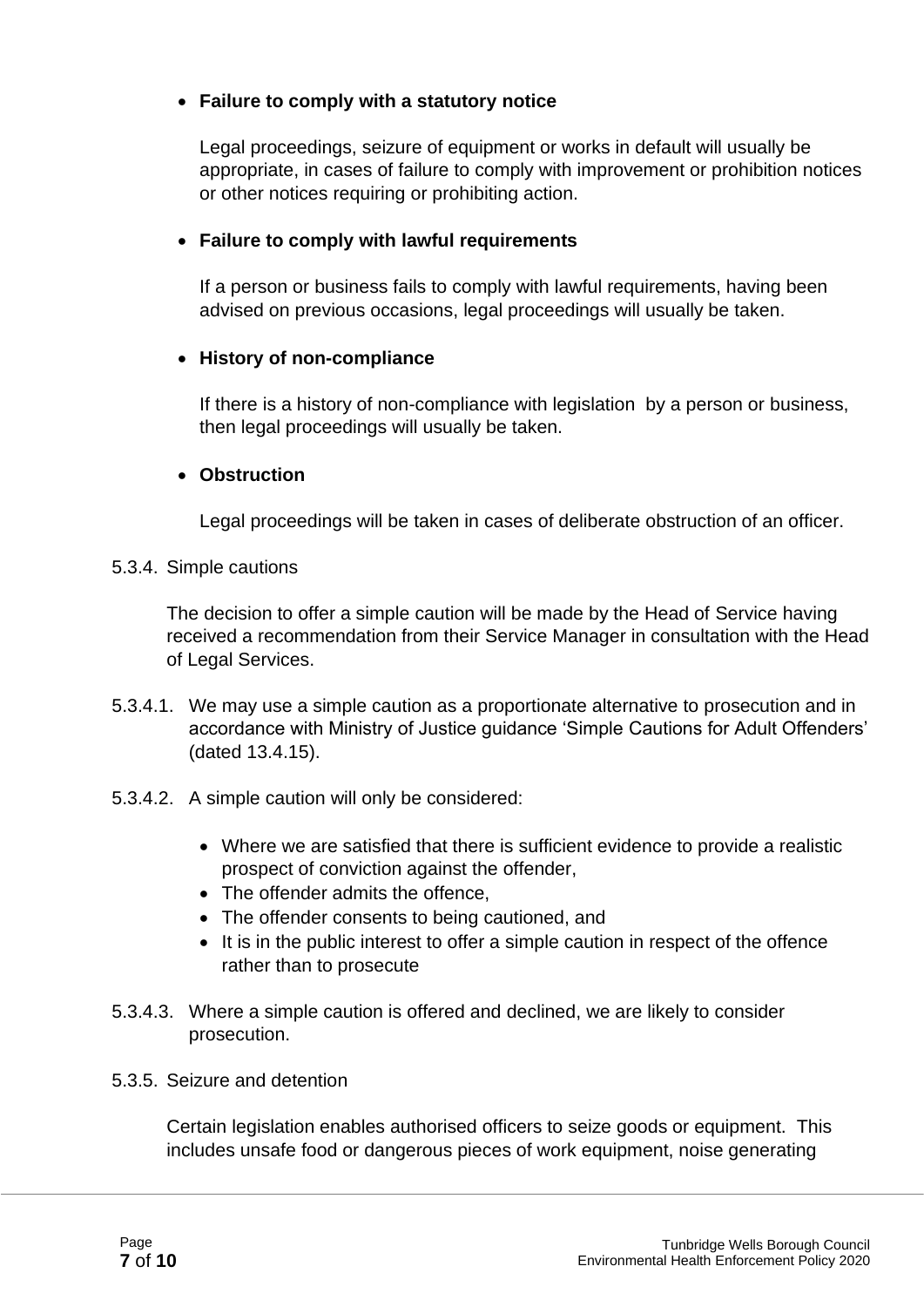- **Failure to comply with a statutory notice**

  Legal proceedings, seizure of equipment or works in default will usually be appropriate, in cases of failure to comply with improvement or prohibition notices or other notices requiring or prohibiting action.

- **Failure to comply with lawful requirements**

  If a person or business fails to comply with lawful requirements, having been advised on previous occasions, legal proceedings will usually be taken.

- **History of non-compliance**

  If there is a history of non-compliance with legislation by a person or business, then legal proceedings will usually be taken.

- **Obstruction**

  Legal proceedings will be taken in cases of deliberate obstruction of an officer.

5.3.4. Simple cautions

The decision to offer a simple caution will be made by the Head of Service having received a recommendation from their Service Manager in consultation with the Head of Legal Services.

5.3.4.1. We may use a simple caution as a proportionate alternative to prosecution and in accordance with Ministry of Justice guidance 'Simple Cautions for Adult Offenders' (dated 13.4.15).

5.3.4.2. A simple caution will only be considered:

- Where we are satisfied that there is sufficient evidence to provide a realistic prospect of conviction against the offender,
- The offender admits the offence,
- The offender consents to being cautioned, and
- It is in the public interest to offer a simple caution in respect of the offence rather than to prosecute

5.3.4.3. Where a simple caution is offered and declined, we are likely to consider prosecution.

5.3.5. Seizure and detention

Certain legislation enables authorised officers to seize goods or equipment. This includes unsafe food or dangerous pieces of work equipment, noise generating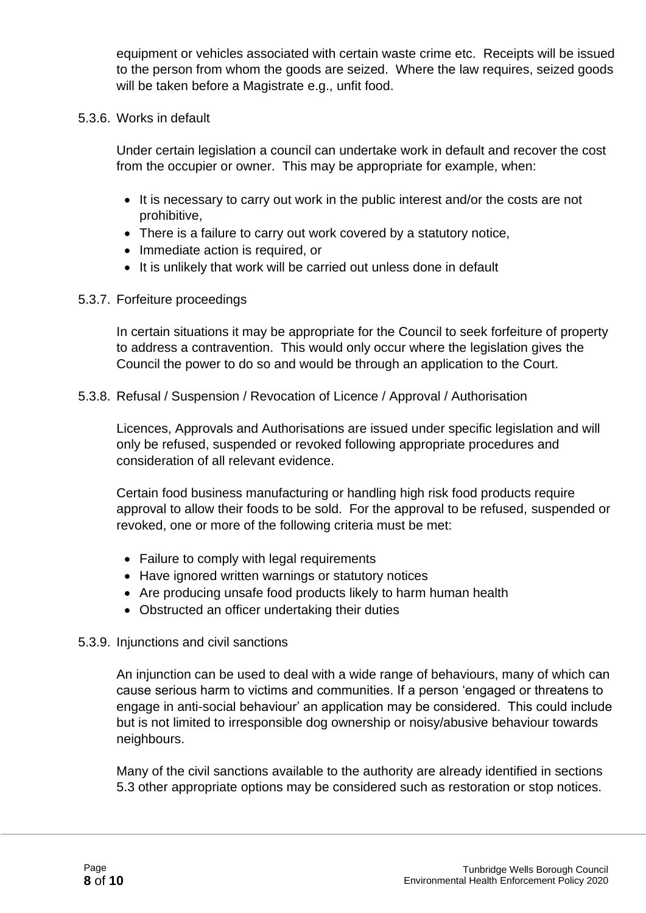equipment or vehicles associated with certain waste crime etc. Receipts will be issued to the person from whom the goods are seized. Where the law requires, seized goods will be taken before a Magistrate e.g., unfit food.

#### 5.3.6. Works in default

Under certain legislation a council can undertake work in default and recover the cost from the occupier or owner. This may be appropriate for example, when:

- It is necessary to carry out work in the public interest and/or the costs are not prohibitive,
- There is a failure to carry out work covered by a statutory notice,
- Immediate action is required, or
- It is unlikely that work will be carried out unless done in default

#### 5.3.7. Forfeiture proceedings

In certain situations it may be appropriate for the Council to seek forfeiture of property to address a contravention. This would only occur where the legislation gives the Council the power to do so and would be through an application to the Court.

#### 5.3.8. Refusal / Suspension / Revocation of Licence / Approval / Authorisation

Licences, Approvals and Authorisations are issued under specific legislation and will only be refused, suspended or revoked following appropriate procedures and consideration of all relevant evidence.

Certain food business manufacturing or handling high risk food products require approval to allow their foods to be sold. For the approval to be refused, suspended or revoked, one or more of the following criteria must be met:

- Failure to comply with legal requirements
- Have ignored written warnings or statutory notices
- Are producing unsafe food products likely to harm human health
- Obstructed an officer undertaking their duties

#### 5.3.9. Injunctions and civil sanctions

An injunction can be used to deal with a wide range of behaviours, many of which can cause serious harm to victims and communities. If a person 'engaged or threatens to engage in anti-social behaviour' an application may be considered. This could include but is not limited to irresponsible dog ownership or noisy/abusive behaviour towards neighbours.

Many of the civil sanctions available to the authority are already identified in sections 5.3 other appropriate options may be considered such as restoration or stop notices.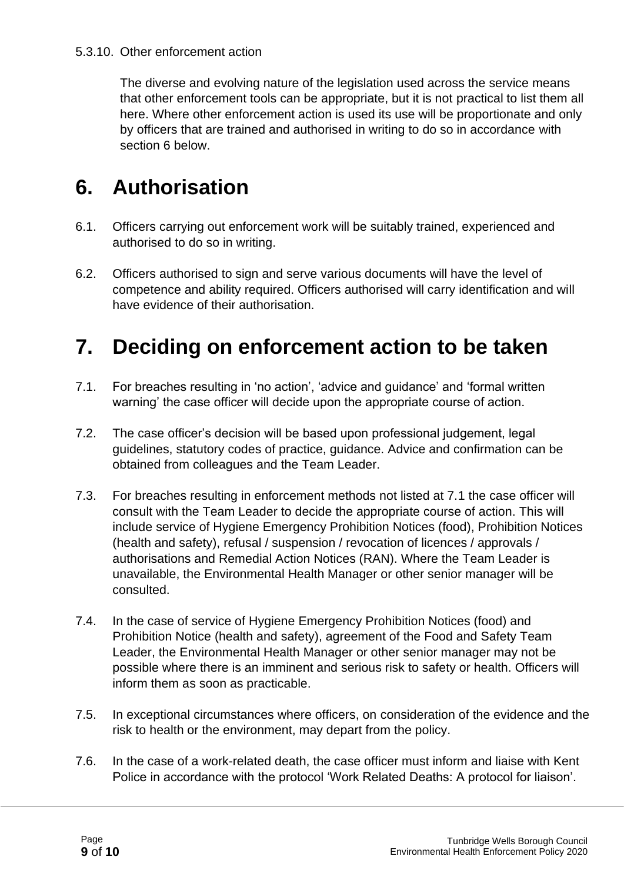5.3.10. Other enforcement action

The diverse and evolving nature of the legislation used across the service means that other enforcement tools can be appropriate, but it is not practical to list them all here. Where other enforcement action is used its use will be proportionate and only by officers that are trained and authorised in writing to do so in accordance with section 6 below.

# 6. Authorisation

6.1. Officers carrying out enforcement work will be suitably trained, experienced and authorised to do so in writing.

6.2. Officers authorised to sign and serve various documents will have the level of competence and ability required. Officers authorised will carry identification and will have evidence of their authorisation.

# 7. Deciding on enforcement action to be taken

7.1. For breaches resulting in 'no action', 'advice and guidance' and 'formal written warning' the case officer will decide upon the appropriate course of action.

7.2. The case officer's decision will be based upon professional judgement, legal guidelines, statutory codes of practice, guidance. Advice and confirmation can be obtained from colleagues and the Team Leader.

7.3. For breaches resulting in enforcement methods not listed at 7.1 the case officer will consult with the Team Leader to decide the appropriate course of action. This will include service of Hygiene Emergency Prohibition Notices (food), Prohibition Notices (health and safety), refusal / suspension / revocation of licences / approvals / authorisations and Remedial Action Notices (RAN). Where the Team Leader is unavailable, the Environmental Health Manager or other senior manager will be consulted.

7.4. In the case of service of Hygiene Emergency Prohibition Notices (food) and Prohibition Notice (health and safety), agreement of the Food and Safety Team Leader, the Environmental Health Manager or other senior manager may not be possible where there is an imminent and serious risk to safety or health. Officers will inform them as soon as practicable.

7.5. In exceptional circumstances where officers, on consideration of the evidence and the risk to health or the environment, may depart from the policy.

7.6. In the case of a work-related death, the case officer must inform and liaise with Kent Police in accordance with the protocol 'Work Related Deaths: A protocol for liaison'.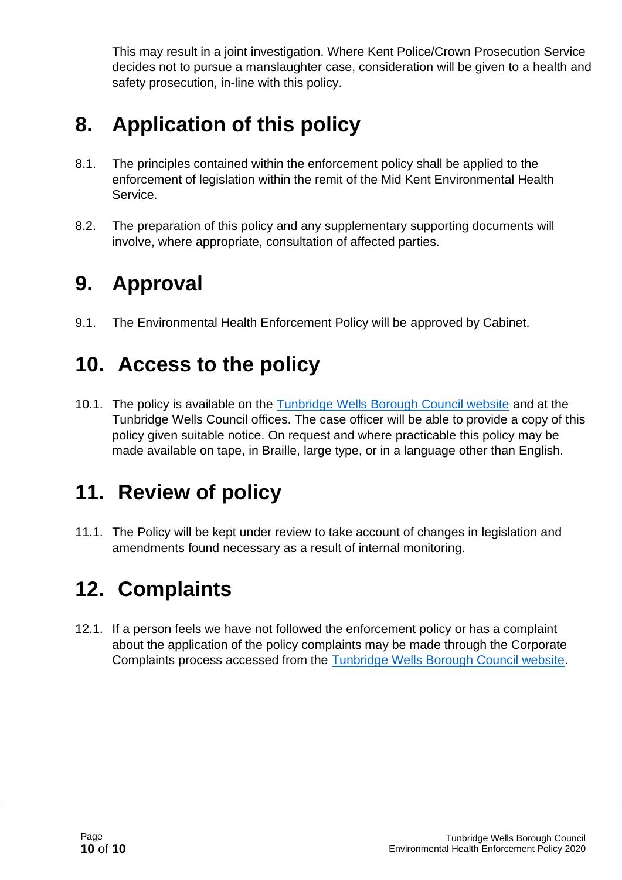This may result in a joint investigation. Where Kent Police/Crown Prosecution Service decides not to pursue a manslaughter case, consideration will be given to a health and safety prosecution, in-line with this policy.

# 8. Application of this policy

8.1. The principles contained within the enforcement policy shall be applied to the enforcement of legislation within the remit of the Mid Kent Environmental Health Service.

8.2. The preparation of this policy and any supplementary supporting documents will involve, where appropriate, consultation of affected parties.

# 9. Approval

9.1. The Environmental Health Enforcement Policy will be approved by Cabinet.

# 10. Access to the policy

10.1. The policy is available on the Tunbridge Wells Borough Council website and at the Tunbridge Wells Council offices. The case officer will be able to provide a copy of this policy given suitable notice. On request and where practicable this policy may be made available on tape, in Braille, large type, or in a language other than English.

# 11. Review of policy

11.1. The Policy will be kept under review to take account of changes in legislation and amendments found necessary as a result of internal monitoring.

# 12. Complaints

12.1. If a person feels we have not followed the enforcement policy or has a complaint about the application of the policy complaints may be made through the Corporate Complaints process accessed from the Tunbridge Wells Borough Council website.